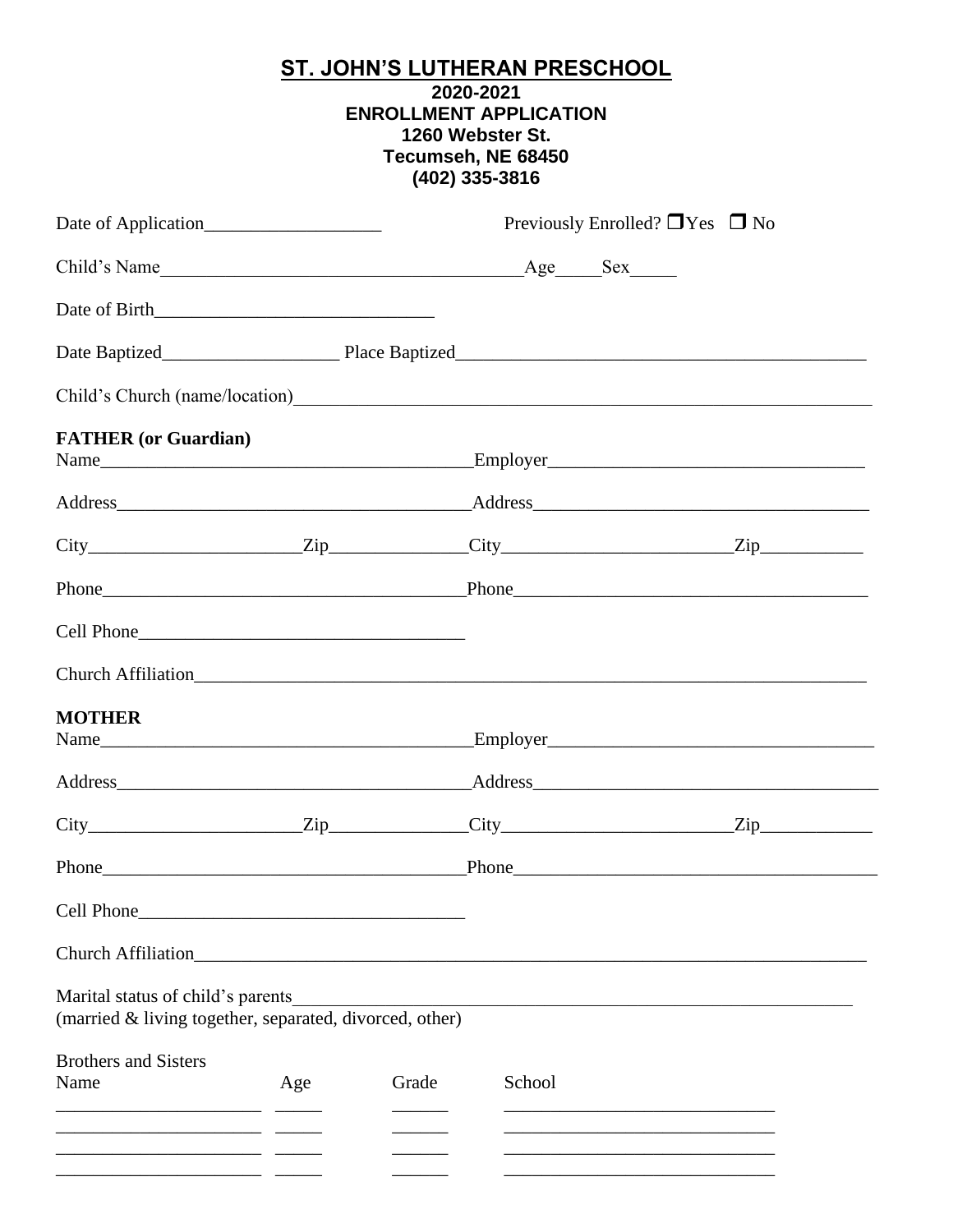# ST. JOHN'S LUTHERAN PRESCHOOL

**2020-2021**
**ENROLLMENT APPLICATION**
**1260 Webster St.**
**Tecumseh, NE 68450**
**(402) 335-3816**

Date of Application___________________ Previously Enrolled? ☐ Yes ☐ No

Child's Name______________________________________Age_____Sex_____

Date of Birth______________________________

Date Baptized__________________ Place Baptized__________________________________________

Child's Church (name/location)______________________________________________________________

**FATHER (or Guardian)**

Name________________________________________Employer__________________________________

Address______________________________________Address____________________________________

City______________________Zip______________City________________________Zip___________

Phone_______________________________________Phone______________________________________

Cell Phone___________________________________

Church Affiliation______________________________________________________________________

**MOTHER**

Name________________________________________Employer__________________________________

Address______________________________________Address____________________________________

City______________________Zip______________City________________________Zip___________

Phone_______________________________________Phone______________________________________

Cell Phone___________________________________

Church Affiliation______________________________________________________________________

Marital status of child's parents_______________________________________________________________
(married & living together, separated, divorced, other)

Brothers and Sisters

| Name | Age | Grade | School |
|---|---|---|---|
| | | | |
| | | | |
| | | | |
| | | | |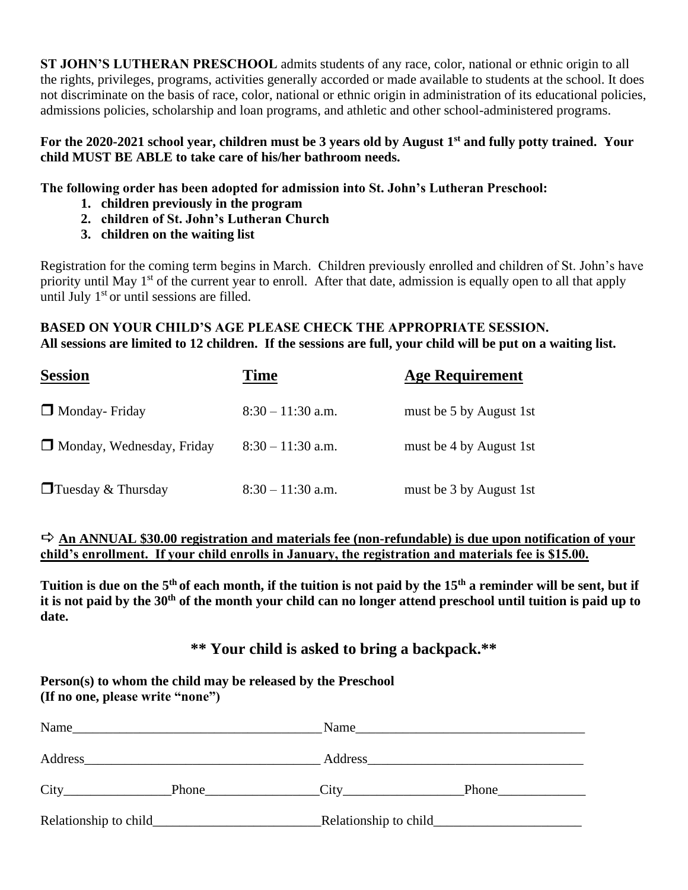**ST JOHN'S LUTHERAN PRESCHOOL** admits students of any race, color, national or ethnic origin to all the rights, privileges, programs, activities generally accorded or made available to students at the school. It does not discriminate on the basis of race, color, national or ethnic origin in administration of its educational policies, admissions policies, scholarship and loan programs, and athletic and other school-administered programs.

**For the 2020-2021 school year, children must be 3 years old by August 1st and fully potty trained. Your child MUST BE ABLE to take care of his/her bathroom needs.**

**The following order has been adopted for admission into St. John's Lutheran Preschool:**

1. **children previously in the program**
2. **children of St. John's Lutheran Church**
3. **children on the waiting list**

Registration for the coming term begins in March. Children previously enrolled and children of St. John's have priority until May 1st of the current year to enroll. After that date, admission is equally open to all that apply until July 1st or until sessions are filled.

**BASED ON YOUR CHILD'S AGE PLEASE CHECK THE APPROPRIATE SESSION.**
**All sessions are limited to 12 children. If the sessions are full, your child will be put on a waiting list.**

| Session | Time | Age Requirement |
|---|---|---|
| ☐ Monday- Friday | 8:30 – 11:30 a.m. | must be 5 by August 1st |
| ☐ Monday, Wednesday, Friday | 8:30 – 11:30 a.m. | must be 4 by August 1st |
| ☐ Tuesday & Thursday | 8:30 – 11:30 a.m. | must be 3 by August 1st |

⇨ **An ANNUAL $30.00 registration and materials fee (non-refundable) is due upon notification of your child's enrollment. If your child enrolls in January, the registration and materials fee is $15.00.**

**Tuition is due on the 5th of each month, if the tuition is not paid by the 15th a reminder will be sent, but if it is not paid by the 30th of the month your child can no longer attend preschool until tuition is paid up to date.**

**\*\* Your child is asked to bring a backpack.\*\***

**Person(s) to whom the child may be released by the Preschool**
**(If no one, please write "none")**

Name_____________________________________ Name___________________________________

Address___________________________________ Address________________________________

City________________Phone________________City_________________Phone_____________

Relationship to child________________________Relationship to child______________________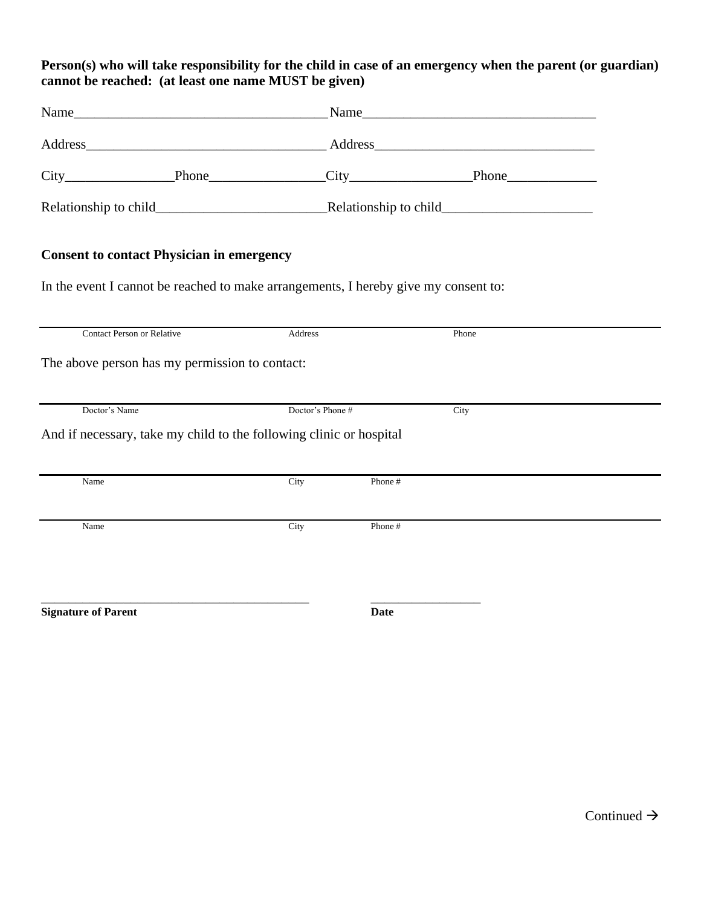**Person(s) who will take responsibility for the child in case of an emergency when the parent (or guardian) cannot be reached: (at least one name MUST be given)**

Name____________________________________ Name__________________________________

Address__________________________________ Address_______________________________

City_______________Phone________________City_________________Phone_____________

Relationship to child________________________Relationship to child_____________________

**Consent to contact Physician in emergency**

In the event I cannot be reached to make arrangements, I hereby give my consent to:

______________________________________________________________________________

Contact Person or Relative Address Phone

The above person has my permission to contact:

______________________________________________________________________________

Doctor's Name Doctor's Phone # City

And if necessary, take my child to the following clinic or hospital

______________________________________________________________________________

Name City Phone #

______________________________________________________________________________

Name City Phone #

_____________________________________________ __________________

**Signature of Parent** **Date**

Continued →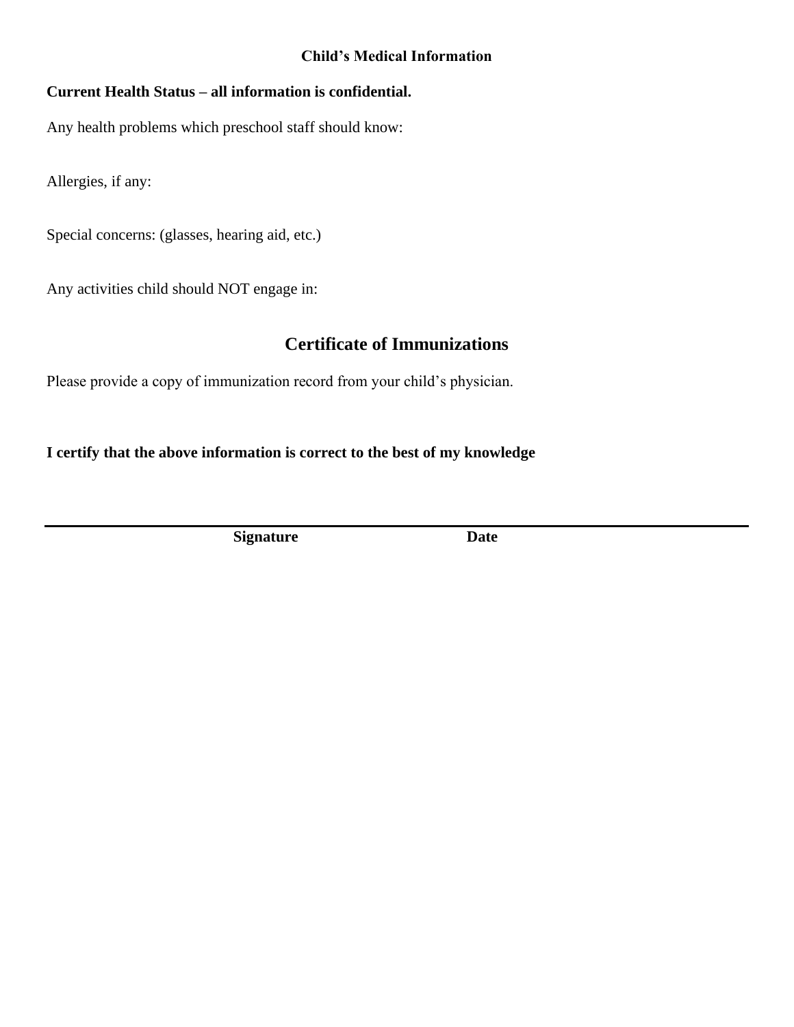**Child’s Medical Information**

**Current Health Status – all information is confidential.**

Any health problems which preschool staff should know:

Allergies, if any:

Special concerns: (glasses, hearing aid, etc.)

Any activities child should NOT engage in:

## Certificate of Immunizations

Please provide a copy of immunization record from your child’s physician.

**I certify that the above information is correct to the best of my knowledge**

**Signature** **Date**